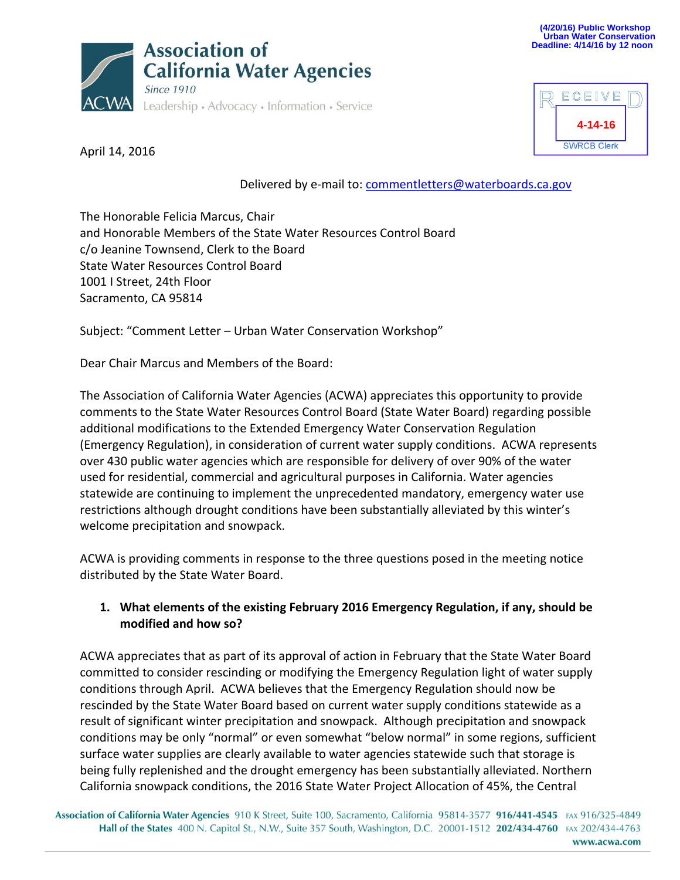(4/20/16) Public Workshop
Urban Water Conservation
Deadline: 4/14/16 by 12 noon

**Association of California Water Agencies**
*Since 1910*
Leadership • Advocacy • Information • Service

RECEIVED
4-14-16
SWRCB Clerk

April 14, 2016

Delivered by e-mail to: commentletters@waterboards.ca.gov

The Honorable Felicia Marcus, Chair
and Honorable Members of the State Water Resources Control Board
c/o Jeanine Townsend, Clerk to the Board
State Water Resources Control Board
1001 I Street, 24th Floor
Sacramento, CA 95814

Subject: "Comment Letter – Urban Water Conservation Workshop"

Dear Chair Marcus and Members of the Board:

The Association of California Water Agencies (ACWA) appreciates this opportunity to provide comments to the State Water Resources Control Board (State Water Board) regarding possible additional modifications to the Extended Emergency Water Conservation Regulation (Emergency Regulation), in consideration of current water supply conditions. ACWA represents over 430 public water agencies which are responsible for delivery of over 90% of the water used for residential, commercial and agricultural purposes in California. Water agencies statewide are continuing to implement the unprecedented mandatory, emergency water use restrictions although drought conditions have been substantially alleviated by this winter's welcome precipitation and snowpack.

ACWA is providing comments in response to the three questions posed in the meeting notice distributed by the State Water Board.

1. **What elements of the existing February 2016 Emergency Regulation, if any, should be modified and how so?**

ACWA appreciates that as part of its approval of action in February that the State Water Board committed to consider rescinding or modifying the Emergency Regulation light of water supply conditions through April. ACWA believes that the Emergency Regulation should now be rescinded by the State Water Board based on current water supply conditions statewide as a result of significant winter precipitation and snowpack. Although precipitation and snowpack conditions may be only "normal" or even somewhat "below normal" in some regions, sufficient surface water supplies are clearly available to water agencies statewide such that storage is being fully replenished and the drought emergency has been substantially alleviated. Northern California snowpack conditions, the 2016 State Water Project Allocation of 45%, the Central

**Association of California Water Agencies** 910 K Street, Suite 100, Sacramento, California 95814-3577 **916/441-4545** FAX 916/325-4849
**Hall of the States** 400 N. Capitol St., N.W., Suite 357 South, Washington, D.C. 20001-1512 **202/434-4760** FAX 202/434-4763
**www.acwa.com**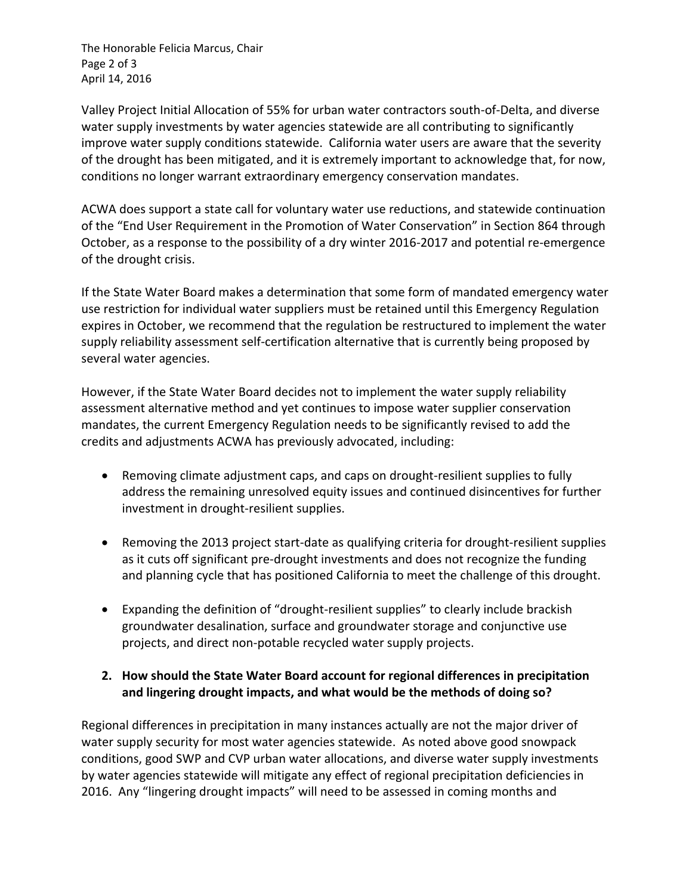Valley Project Initial Allocation of 55% for urban water contractors south-of-Delta, and diverse water supply investments by water agencies statewide are all contributing to significantly improve water supply conditions statewide. California water users are aware that the severity of the drought has been mitigated, and it is extremely important to acknowledge that, for now, conditions no longer warrant extraordinary emergency conservation mandates.

ACWA does support a state call for voluntary water use reductions, and statewide continuation of the "End User Requirement in the Promotion of Water Conservation" in Section 864 through October, as a response to the possibility of a dry winter 2016-2017 and potential re-emergence of the drought crisis.

If the State Water Board makes a determination that some form of mandated emergency water use restriction for individual water suppliers must be retained until this Emergency Regulation expires in October, we recommend that the regulation be restructured to implement the water supply reliability assessment self-certification alternative that is currently being proposed by several water agencies.

However, if the State Water Board decides not to implement the water supply reliability assessment alternative method and yet continues to impose water supplier conservation mandates, the current Emergency Regulation needs to be significantly revised to add the credits and adjustments ACWA has previously advocated, including:

- Removing climate adjustment caps, and caps on drought-resilient supplies to fully address the remaining unresolved equity issues and continued disincentives for further investment in drought-resilient supplies.
- Removing the 2013 project start-date as qualifying criteria for drought-resilient supplies as it cuts off significant pre-drought investments and does not recognize the funding and planning cycle that has positioned California to meet the challenge of this drought.
- Expanding the definition of "drought-resilient supplies" to clearly include brackish groundwater desalination, surface and groundwater storage and conjunctive use projects, and direct non-potable recycled water supply projects.

**2. How should the State Water Board account for regional differences in precipitation and lingering drought impacts, and what would be the methods of doing so?**

Regional differences in precipitation in many instances actually are not the major driver of water supply security for most water agencies statewide. As noted above good snowpack conditions, good SWP and CVP urban water allocations, and diverse water supply investments by water agencies statewide will mitigate any effect of regional precipitation deficiencies in 2016. Any "lingering drought impacts" will need to be assessed in coming months and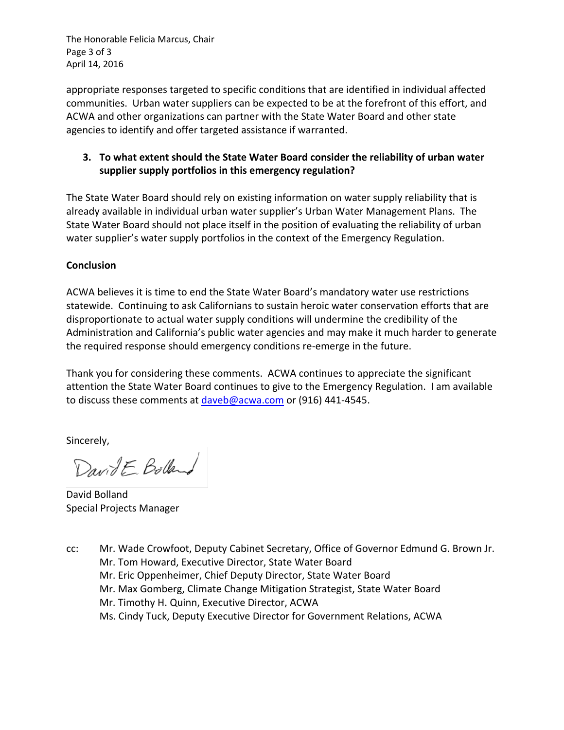appropriate responses targeted to specific conditions that are identified in individual affected communities. Urban water suppliers can be expected to be at the forefront of this effort, and ACWA and other organizations can partner with the State Water Board and other state agencies to identify and offer targeted assistance if warranted.

3. **To what extent should the State Water Board consider the reliability of urban water supplier supply portfolios in this emergency regulation?**

The State Water Board should rely on existing information on water supply reliability that is already available in individual urban water supplier's Urban Water Management Plans. The State Water Board should not place itself in the position of evaluating the reliability of urban water supplier's water supply portfolios in the context of the Emergency Regulation.

**Conclusion**

ACWA believes it is time to end the State Water Board's mandatory water use restrictions statewide. Continuing to ask Californians to sustain heroic water conservation efforts that are disproportionate to actual water supply conditions will undermine the credibility of the Administration and California's public water agencies and may make it much harder to generate the required response should emergency conditions re-emerge in the future.

Thank you for considering these comments. ACWA continues to appreciate the significant attention the State Water Board continues to give to the Emergency Regulation. I am available to discuss these comments at daveb@acwa.com or (916) 441-4545.

Sincerely,

David E. Bolland

David Bolland
Special Projects Manager

cc: Mr. Wade Crowfoot, Deputy Cabinet Secretary, Office of Governor Edmund G. Brown Jr.
Mr. Tom Howard, Executive Director, State Water Board
Mr. Eric Oppenheimer, Chief Deputy Director, State Water Board
Mr. Max Gomberg, Climate Change Mitigation Strategist, State Water Board
Mr. Timothy H. Quinn, Executive Director, ACWA
Ms. Cindy Tuck, Deputy Executive Director for Government Relations, ACWA